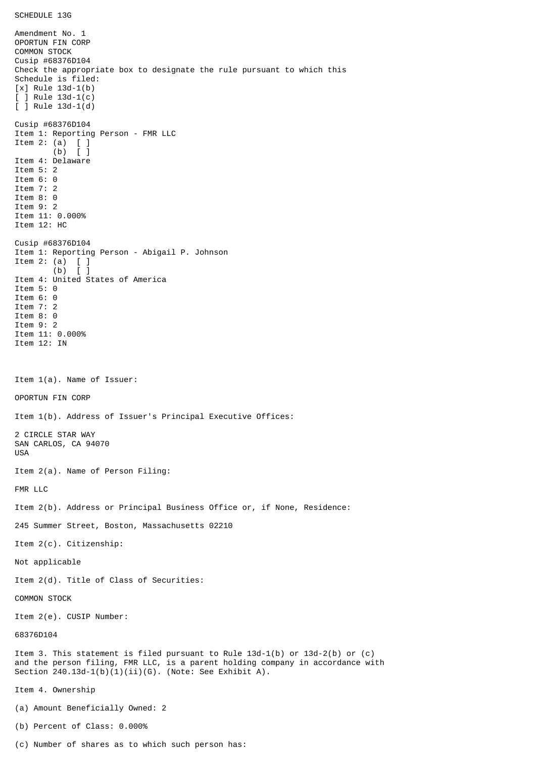SCHEDULE 13G

Amendment No. 1
OPORTUN FIN CORP
COMMON STOCK
Cusip #68376D104
Check the appropriate box to designate the rule pursuant to which this Schedule is filed:
[x] Rule 13d-1(b)
[ ] Rule 13d-1(c)
[ ] Rule 13d-1(d)

Cusip #68376D104
Item 1: Reporting Person - FMR LLC
Item 2: (a) [ ]
(b) [ ]
Item 4: Delaware
Item 5: 2
Item 6: 0
Item 7: 2
Item 8: 0
Item 9: 2
Item 11: 0.000%
Item 12: HC

Cusip #68376D104
Item 1: Reporting Person - Abigail P. Johnson
Item 2: (a) [ ]
(b) [ ]
Item 4: United States of America
Item 5: 0
Item 6: 0
Item 7: 2
Item 8: 0
Item 9: 2
Item 11: 0.000%
Item 12: IN

Item 1(a). Name of Issuer:

OPORTUN FIN CORP

Item 1(b). Address of Issuer's Principal Executive Offices:

2 CIRCLE STAR WAY
SAN CARLOS, CA 94070
USA

Item 2(a). Name of Person Filing:

FMR LLC

Item 2(b). Address or Principal Business Office or, if None, Residence:

245 Summer Street, Boston, Massachusetts 02210

Item 2(c). Citizenship:

Not applicable

Item 2(d). Title of Class of Securities:

COMMON STOCK

Item 2(e). CUSIP Number:

68376D104

Item 3. This statement is filed pursuant to Rule 13d-1(b) or 13d-2(b) or (c) and the person filing, FMR LLC, is a parent holding company in accordance with Section 240.13d-1(b)(1)(ii)(G). (Note: See Exhibit A).

Item 4. Ownership

(a) Amount Beneficially Owned: 2

(b) Percent of Class: 0.000%

(c) Number of shares as to which such person has: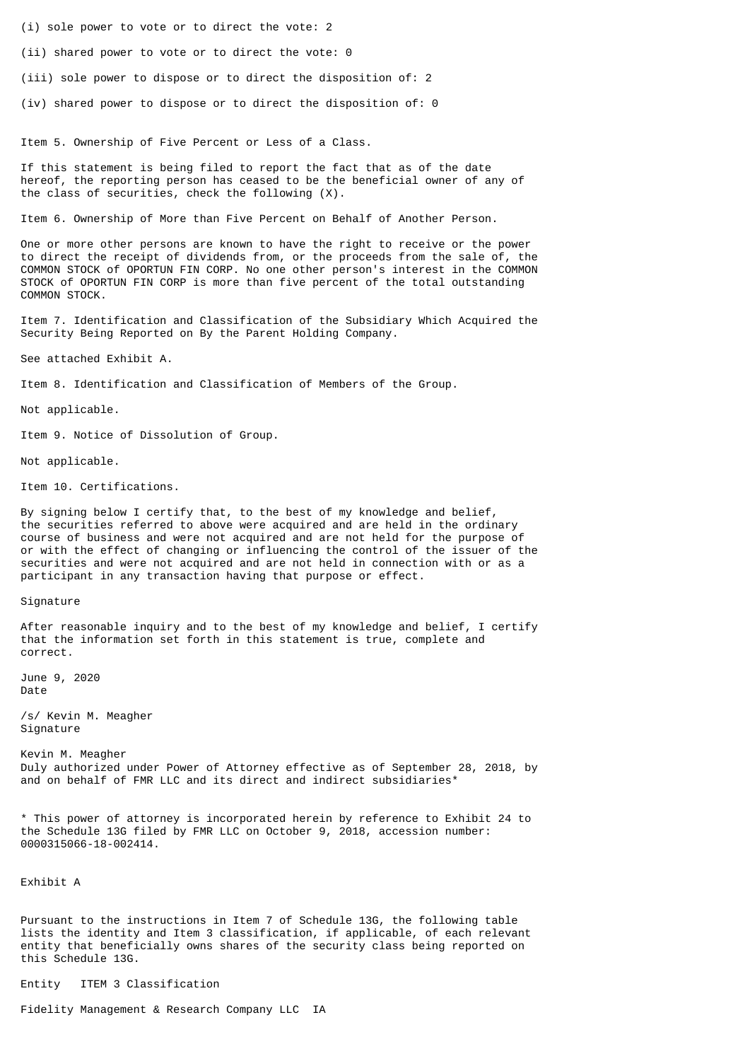(i) sole power to vote or to direct the vote: 2

(ii) shared power to vote or to direct the vote: 0

(iii) sole power to dispose or to direct the disposition of: 2

(iv) shared power to dispose or to direct the disposition of: 0

Item 5. Ownership of Five Percent or Less of a Class.

If this statement is being filed to report the fact that as of the date hereof, the reporting person has ceased to be the beneficial owner of any of the class of securities, check the following (X).

Item 6. Ownership of More than Five Percent on Behalf of Another Person.

One or more other persons are known to have the right to receive or the power to direct the receipt of dividends from, or the proceeds from the sale of, the COMMON STOCK of OPORTUN FIN CORP. No one other person's interest in the COMMON STOCK of OPORTUN FIN CORP is more than five percent of the total outstanding COMMON STOCK.

Item 7. Identification and Classification of the Subsidiary Which Acquired the Security Being Reported on By the Parent Holding Company.

See attached Exhibit A.

Item 8. Identification and Classification of Members of the Group.

Not applicable.

Item 9. Notice of Dissolution of Group.

Not applicable.

Item 10. Certifications.

By signing below I certify that, to the best of my knowledge and belief, the securities referred to above were acquired and are held in the ordinary course of business and were not acquired and are not held for the purpose of or with the effect of changing or influencing the control of the issuer of the securities and were not acquired and are not held in connection with or as a participant in any transaction having that purpose or effect.

Signature

After reasonable inquiry and to the best of my knowledge and belief, I certify that the information set forth in this statement is true, complete and correct.

June 9, 2020
Date

/s/ Kevin M. Meagher
Signature

Kevin M. Meagher
Duly authorized under Power of Attorney effective as of September 28, 2018, by and on behalf of FMR LLC and its direct and indirect subsidiaries*

* This power of attorney is incorporated herein by reference to Exhibit 24 to the Schedule 13G filed by FMR LLC on October 9, 2018, accession number: 0000315066-18-002414.

Exhibit A

Pursuant to the instructions in Item 7 of Schedule 13G, the following table lists the identity and Item 3 classification, if applicable, of each relevant entity that beneficially owns shares of the security class being reported on this Schedule 13G.

| Entity | ITEM 3 Classification |
|---|---|
| Fidelity Management & Research Company LLC | IA |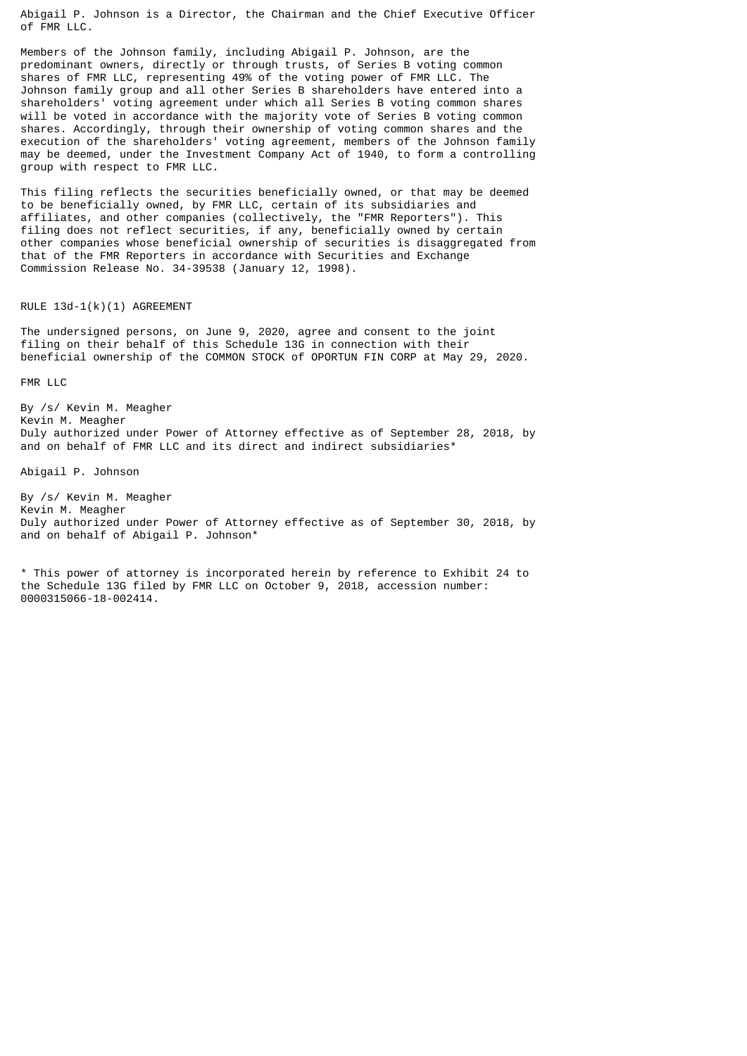Abigail P. Johnson is a Director, the Chairman and the Chief Executive Officer of FMR LLC.

Members of the Johnson family, including Abigail P. Johnson, are the predominant owners, directly or through trusts, of Series B voting common shares of FMR LLC, representing 49% of the voting power of FMR LLC. The Johnson family group and all other Series B shareholders have entered into a shareholders' voting agreement under which all Series B voting common shares will be voted in accordance with the majority vote of Series B voting common shares. Accordingly, through their ownership of voting common shares and the execution of the shareholders' voting agreement, members of the Johnson family may be deemed, under the Investment Company Act of 1940, to form a controlling group with respect to FMR LLC.

This filing reflects the securities beneficially owned, or that may be deemed to be beneficially owned, by FMR LLC, certain of its subsidiaries and affiliates, and other companies (collectively, the "FMR Reporters"). This filing does not reflect securities, if any, beneficially owned by certain other companies whose beneficial ownership of securities is disaggregated from that of the FMR Reporters in accordance with Securities and Exchange Commission Release No. 34-39538 (January 12, 1998).

RULE 13d-1(k)(1) AGREEMENT

The undersigned persons, on June 9, 2020, agree and consent to the joint filing on their behalf of this Schedule 13G in connection with their beneficial ownership of the COMMON STOCK of OPORTUN FIN CORP at May 29, 2020.

FMR LLC

By /s/ Kevin M. Meagher
Kevin M. Meagher
Duly authorized under Power of Attorney effective as of September 28, 2018, by and on behalf of FMR LLC and its direct and indirect subsidiaries*

Abigail P. Johnson

By /s/ Kevin M. Meagher
Kevin M. Meagher
Duly authorized under Power of Attorney effective as of September 30, 2018, by and on behalf of Abigail P. Johnson*

* This power of attorney is incorporated herein by reference to Exhibit 24 to the Schedule 13G filed by FMR LLC on October 9, 2018, accession number: 0000315066-18-002414.